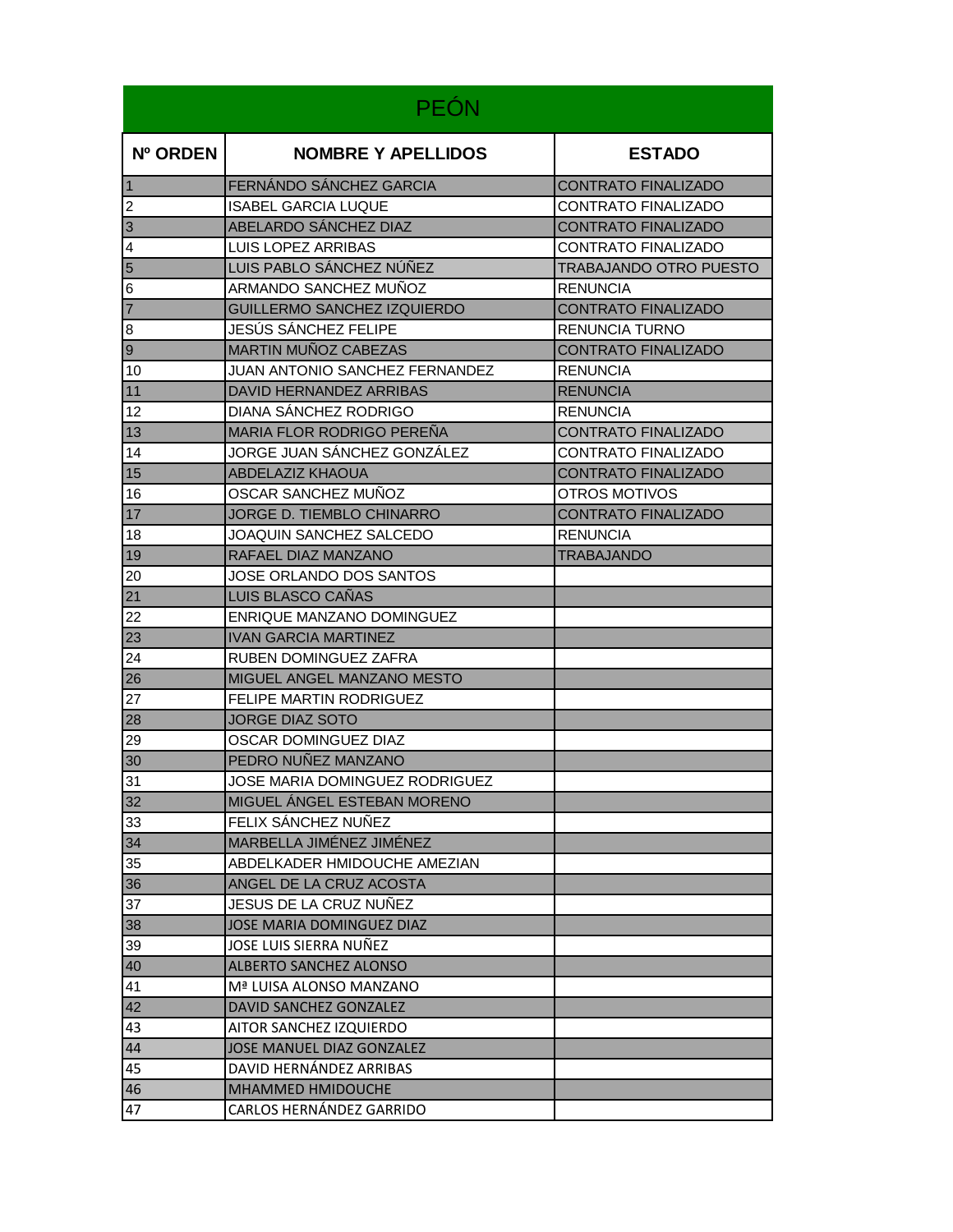## PEÓN

| Nº ORDEN | NOMBRE Y APELLIDOS | ESTADO |
|---|---|---|
| 1 | FERNÁNDO SÁNCHEZ GARCIA | CONTRATO FINALIZADO |
| 2 | ISABEL GARCIA LUQUE | CONTRATO FINALIZADO |
| 3 | ABELARDO SÁNCHEZ DIAZ | CONTRATO FINALIZADO |
| 4 | LUIS LOPEZ ARRIBAS | CONTRATO FINALIZADO |
| 5 | LUIS PABLO SÁNCHEZ NÚÑEZ | TRABAJANDO OTRO PUESTO |
| 6 | ARMANDO SANCHEZ MUÑOZ | RENUNCIA |
| 7 | GUILLERMO SANCHEZ IZQUIERDO | CONTRATO FINALIZADO |
| 8 | JESÚS SÁNCHEZ FELIPE | RENUNCIA TURNO |
| 9 | MARTIN MUÑOZ CABEZAS | CONTRATO FINALIZADO |
| 10 | JUAN ANTONIO SANCHEZ FERNANDEZ | RENUNCIA |
| 11 | DAVID HERNANDEZ ARRIBAS | RENUNCIA |
| 12 | DIANA SÁNCHEZ RODRIGO | RENUNCIA |
| 13 | MARIA FLOR RODRIGO PEREÑA | CONTRATO FINALIZADO |
| 14 | JORGE JUAN SÁNCHEZ GONZÁLEZ | CONTRATO FINALIZADO |
| 15 | ABDELAZIZ KHAOUA | CONTRATO FINALIZADO |
| 16 | OSCAR SANCHEZ MUÑOZ | OTROS MOTIVOS |
| 17 | JORGE D. TIEMBLO CHINARRO | CONTRATO FINALIZADO |
| 18 | JOAQUIN SANCHEZ SALCEDO | RENUNCIA |
| 19 | RAFAEL DIAZ MANZANO | TRABAJANDO |
| 20 | JOSE ORLANDO DOS SANTOS | |
| 21 | LUIS BLASCO CAÑAS | |
| 22 | ENRIQUE MANZANO DOMINGUEZ | |
| 23 | IVAN GARCIA MARTINEZ | |
| 24 | RUBEN DOMINGUEZ ZAFRA | |
| 26 | MIGUEL ANGEL MANZANO MESTO | |
| 27 | FELIPE MARTIN RODRIGUEZ | |
| 28 | JORGE DIAZ SOTO | |
| 29 | OSCAR DOMINGUEZ DIAZ | |
| 30 | PEDRO NUÑEZ MANZANO | |
| 31 | JOSE MARIA DOMINGUEZ RODRIGUEZ | |
| 32 | MIGUEL ÁNGEL ESTEBAN MORENO | |
| 33 | FELIX SÁNCHEZ NUÑEZ | |
| 34 | MARBELLA JIMÉNEZ JIMÉNEZ | |
| 35 | ABDELKADER HMIDOUCHE AMEZIAN | |
| 36 | ANGEL DE LA CRUZ ACOSTA | |
| 37 | JESUS DE LA CRUZ NUÑEZ | |
| 38 | JOSE MARIA DOMINGUEZ DIAZ | |
| 39 | JOSE LUIS SIERRA NUÑEZ | |
| 40 | ALBERTO SANCHEZ ALONSO | |
| 41 | Mª LUISA ALONSO MANZANO | |
| 42 | DAVID SANCHEZ GONZALEZ | |
| 43 | AITOR SANCHEZ IZQUIERDO | |
| 44 | JOSE MANUEL DIAZ GONZALEZ | |
| 45 | DAVID HERNÁNDEZ ARRIBAS | |
| 46 | MHAMMED HMIDOUCHE | |
| 47 | CARLOS HERNÁNDEZ GARRIDO | |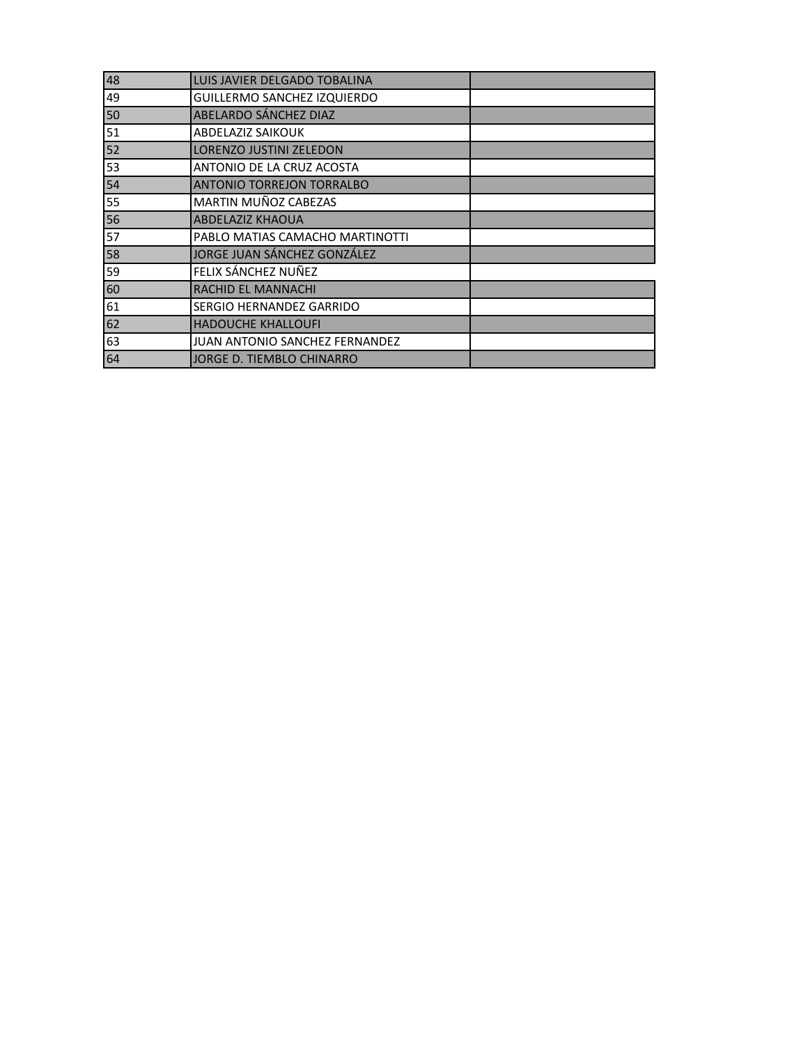| | | |
|---|---|---|
| 48 | LUIS JAVIER DELGADO TOBALINA | |
| 49 | GUILLERMO SANCHEZ IZQUIERDO | |
| 50 | ABELARDO SÁNCHEZ DIAZ | |
| 51 | ABDELAZIZ SAIKOUK | |
| 52 | LORENZO JUSTINI ZELEDON | |
| 53 | ANTONIO DE LA CRUZ ACOSTA | |
| 54 | ANTONIO TORREJON TORRALBO | |
| 55 | MARTIN MUÑOZ CABEZAS | |
| 56 | ABDELAZIZ KHAOUA | |
| 57 | PABLO MATIAS CAMACHO MARTINOTTI | |
| 58 | JORGE JUAN SÁNCHEZ GONZÁLEZ | |
| 59 | FELIX SÁNCHEZ NUÑEZ | |
| 60 | RACHID EL MANNACHI | |
| 61 | SERGIO HERNANDEZ GARRIDO | |
| 62 | HADOUCHE KHALLOUFI | |
| 63 | JUAN ANTONIO SANCHEZ FERNANDEZ | |
| 64 | JORGE D. TIEMBLO CHINARRO | |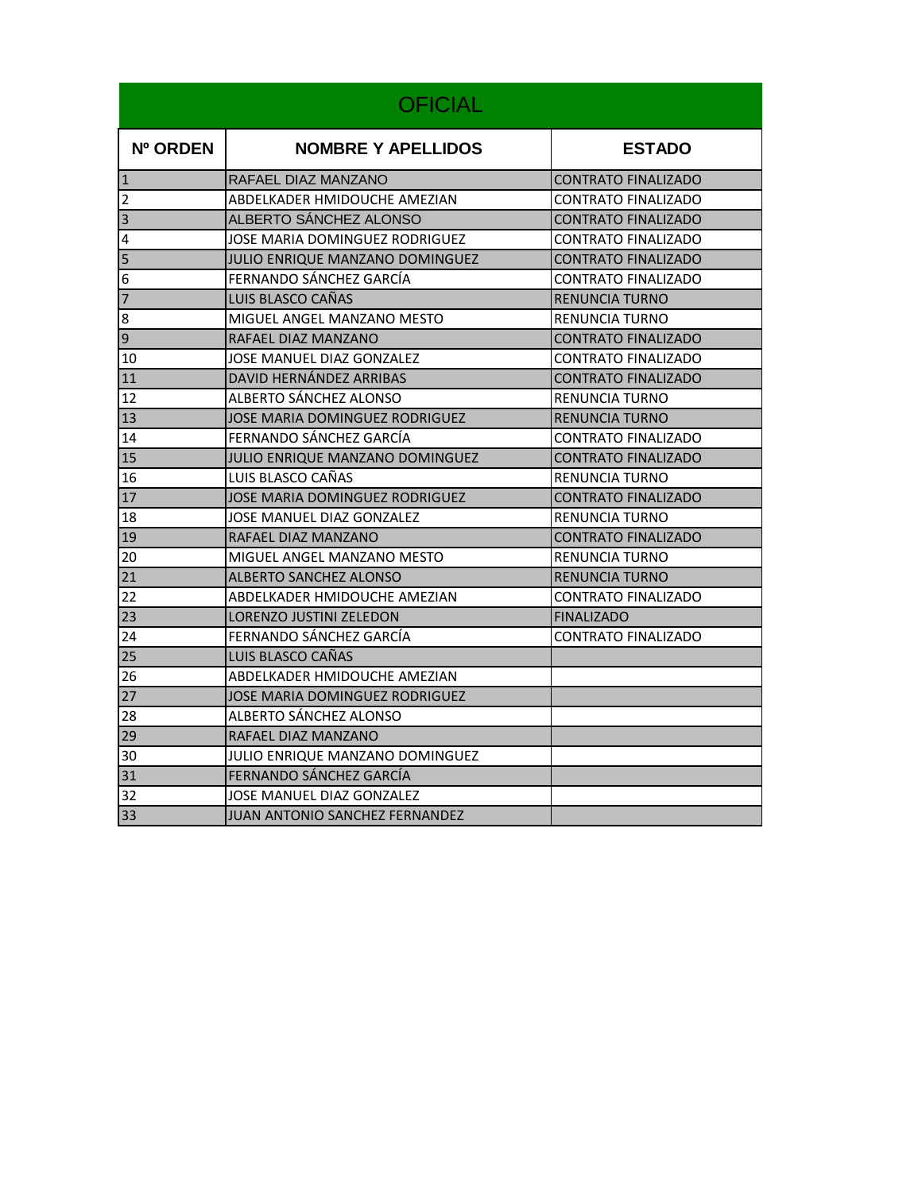# OFICIAL

| Nº ORDEN | NOMBRE Y APELLIDOS | ESTADO |
|---|---|---|
| 1 | RAFAEL DIAZ MANZANO | CONTRATO FINALIZADO |
| 2 | ABDELKADER HMIDOUCHE AMEZIAN | CONTRATO FINALIZADO |
| 3 | ALBERTO SÁNCHEZ ALONSO | CONTRATO FINALIZADO |
| 4 | JOSE MARIA DOMINGUEZ RODRIGUEZ | CONTRATO FINALIZADO |
| 5 | JULIO ENRIQUE MANZANO DOMINGUEZ | CONTRATO FINALIZADO |
| 6 | FERNANDO SÁNCHEZ GARCÍA | CONTRATO FINALIZADO |
| 7 | LUIS BLASCO CAÑAS | RENUNCIA TURNO |
| 8 | MIGUEL ANGEL MANZANO MESTO | RENUNCIA TURNO |
| 9 | RAFAEL DIAZ MANZANO | CONTRATO FINALIZADO |
| 10 | JOSE MANUEL DIAZ GONZALEZ | CONTRATO FINALIZADO |
| 11 | DAVID HERNÁNDEZ ARRIBAS | CONTRATO FINALIZADO |
| 12 | ALBERTO SÁNCHEZ ALONSO | RENUNCIA TURNO |
| 13 | JOSE MARIA DOMINGUEZ RODRIGUEZ | RENUNCIA TURNO |
| 14 | FERNANDO SÁNCHEZ GARCÍA | CONTRATO FINALIZADO |
| 15 | JULIO ENRIQUE MANZANO DOMINGUEZ | CONTRATO FINALIZADO |
| 16 | LUIS BLASCO CAÑAS | RENUNCIA TURNO |
| 17 | JOSE MARIA DOMINGUEZ RODRIGUEZ | CONTRATO FINALIZADO |
| 18 | JOSE MANUEL DIAZ GONZALEZ | RENUNCIA TURNO |
| 19 | RAFAEL DIAZ MANZANO | CONTRATO FINALIZADO |
| 20 | MIGUEL ANGEL MANZANO MESTO | RENUNCIA TURNO |
| 21 | ALBERTO SANCHEZ ALONSO | RENUNCIA TURNO |
| 22 | ABDELKADER HMIDOUCHE AMEZIAN | CONTRATO FINALIZADO |
| 23 | LORENZO JUSTINI ZELEDON | FINALIZADO |
| 24 | FERNANDO SÁNCHEZ GARCÍA | CONTRATO FINALIZADO |
| 25 | LUIS BLASCO CAÑAS | |
| 26 | ABDELKADER HMIDOUCHE AMEZIAN | |
| 27 | JOSE MARIA DOMINGUEZ RODRIGUEZ | |
| 28 | ALBERTO SÁNCHEZ ALONSO | |
| 29 | RAFAEL DIAZ MANZANO | |
| 30 | JULIO ENRIQUE MANZANO DOMINGUEZ | |
| 31 | FERNANDO SÁNCHEZ GARCÍA | |
| 32 | JOSE MANUEL DIAZ GONZALEZ | |
| 33 | JUAN ANTONIO SANCHEZ FERNANDEZ | |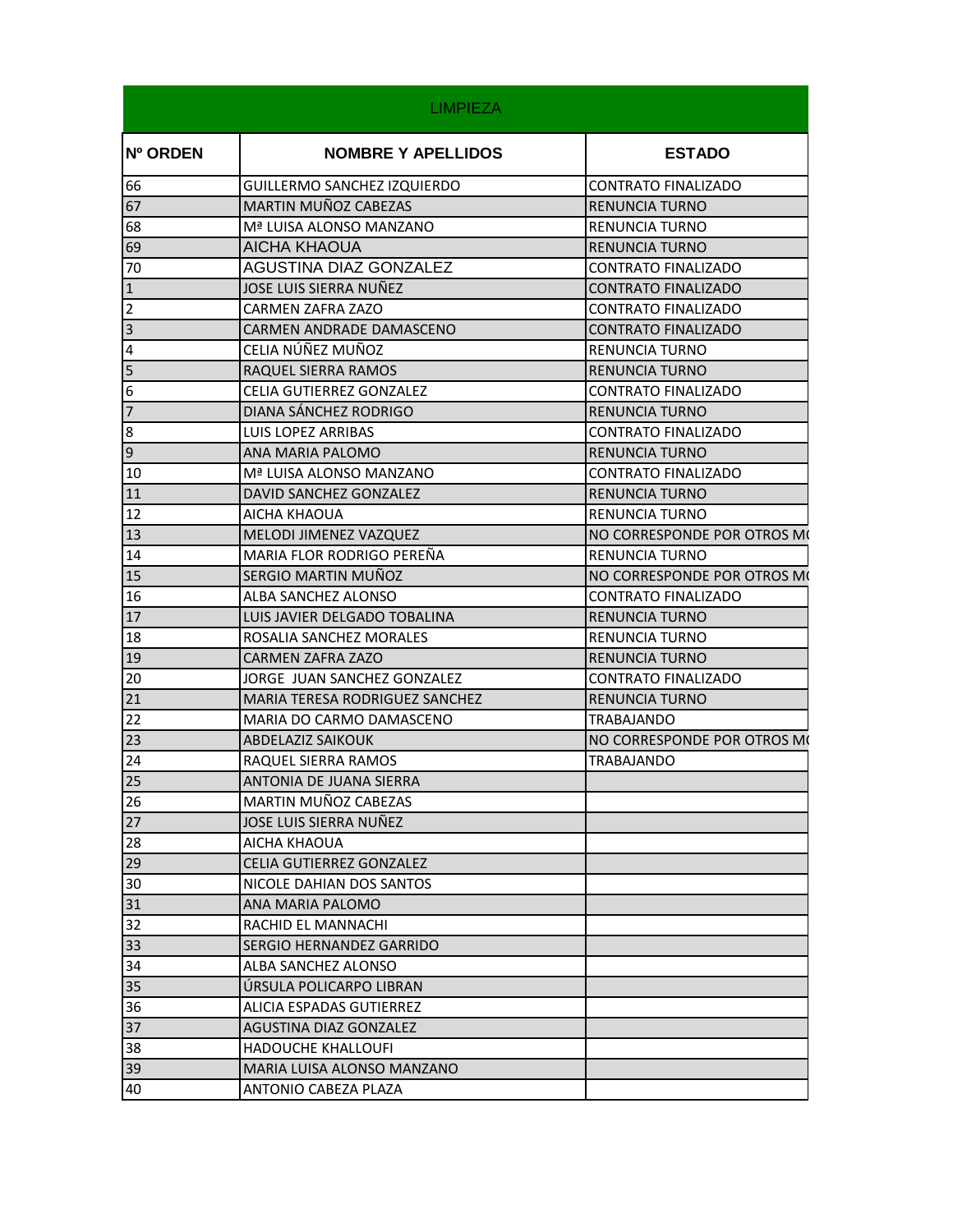| LIMPIEZA | | |
|---|---|---|
| **Nº ORDEN** | **NOMBRE Y APELLIDOS** | **ESTADO** |
| 66 | GUILLERMO SANCHEZ IZQUIERDO | CONTRATO FINALIZADO |
| 67 | MARTIN MUÑOZ CABEZAS | RENUNCIA TURNO |
| 68 | Mª LUISA ALONSO MANZANO | RENUNCIA TURNO |
| 69 | AICHA KHAOUA | RENUNCIA TURNO |
| 70 | AGUSTINA DIAZ GONZALEZ | CONTRATO FINALIZADO |
| 1 | JOSE LUIS SIERRA NUÑEZ | CONTRATO FINALIZADO |
| 2 | CARMEN ZAFRA ZAZO | CONTRATO FINALIZADO |
| 3 | CARMEN ANDRADE DAMASCENO | CONTRATO FINALIZADO |
| 4 | CELIA NÚÑEZ MUÑOZ | RENUNCIA TURNO |
| 5 | RAQUEL SIERRA RAMOS | RENUNCIA TURNO |
| 6 | CELIA GUTIERREZ GONZALEZ | CONTRATO FINALIZADO |
| 7 | DIANA SÁNCHEZ RODRIGO | RENUNCIA TURNO |
| 8 | LUIS LOPEZ ARRIBAS | CONTRATO FINALIZADO |
| 9 | ANA MARIA PALOMO | RENUNCIA TURNO |
| 10 | Mª LUISA ALONSO MANZANO | CONTRATO FINALIZADO |
| 11 | DAVID SANCHEZ GONZALEZ | RENUNCIA TURNO |
| 12 | AICHA KHAOUA | RENUNCIA TURNO |
| 13 | MELODI JIMENEZ VAZQUEZ | NO CORRESPONDE POR OTROS MO |
| 14 | MARIA FLOR RODRIGO PEREÑA | RENUNCIA TURNO |
| 15 | SERGIO MARTIN MUÑOZ | NO CORRESPONDE POR OTROS MO |
| 16 | ALBA SANCHEZ ALONSO | CONTRATO FINALIZADO |
| 17 | LUIS JAVIER DELGADO TOBALINA | RENUNCIA TURNO |
| 18 | ROSALIA SANCHEZ MORALES | RENUNCIA TURNO |
| 19 | CARMEN ZAFRA ZAZO | RENUNCIA TURNO |
| 20 | JORGE JUAN SANCHEZ GONZALEZ | CONTRATO FINALIZADO |
| 21 | MARIA TERESA RODRIGUEZ SANCHEZ | RENUNCIA TURNO |
| 22 | MARIA DO CARMO DAMASCENO | TRABAJANDO |
| 23 | ABDELAZIZ SAIKOUK | NO CORRESPONDE POR OTROS MO |
| 24 | RAQUEL SIERRA RAMOS | TRABAJANDO |
| 25 | ANTONIA DE JUANA SIERRA | |
| 26 | MARTIN MUÑOZ CABEZAS | |
| 27 | JOSE LUIS SIERRA NUÑEZ | |
| 28 | AICHA KHAOUA | |
| 29 | CELIA GUTIERREZ GONZALEZ | |
| 30 | NICOLE DAHIAN DOS SANTOS | |
| 31 | ANA MARIA PALOMO | |
| 32 | RACHID EL MANNACHI | |
| 33 | SERGIO HERNANDEZ GARRIDO | |
| 34 | ALBA SANCHEZ ALONSO | |
| 35 | ÚRSULA POLICARPO LIBRAN | |
| 36 | ALICIA ESPADAS GUTIERREZ | |
| 37 | AGUSTINA DIAZ GONZALEZ | |
| 38 | HADOUCHE KHALLOUFI | |
| 39 | MARIA LUISA ALONSO MANZANO | |
| 40 | ANTONIO CABEZA PLAZA | |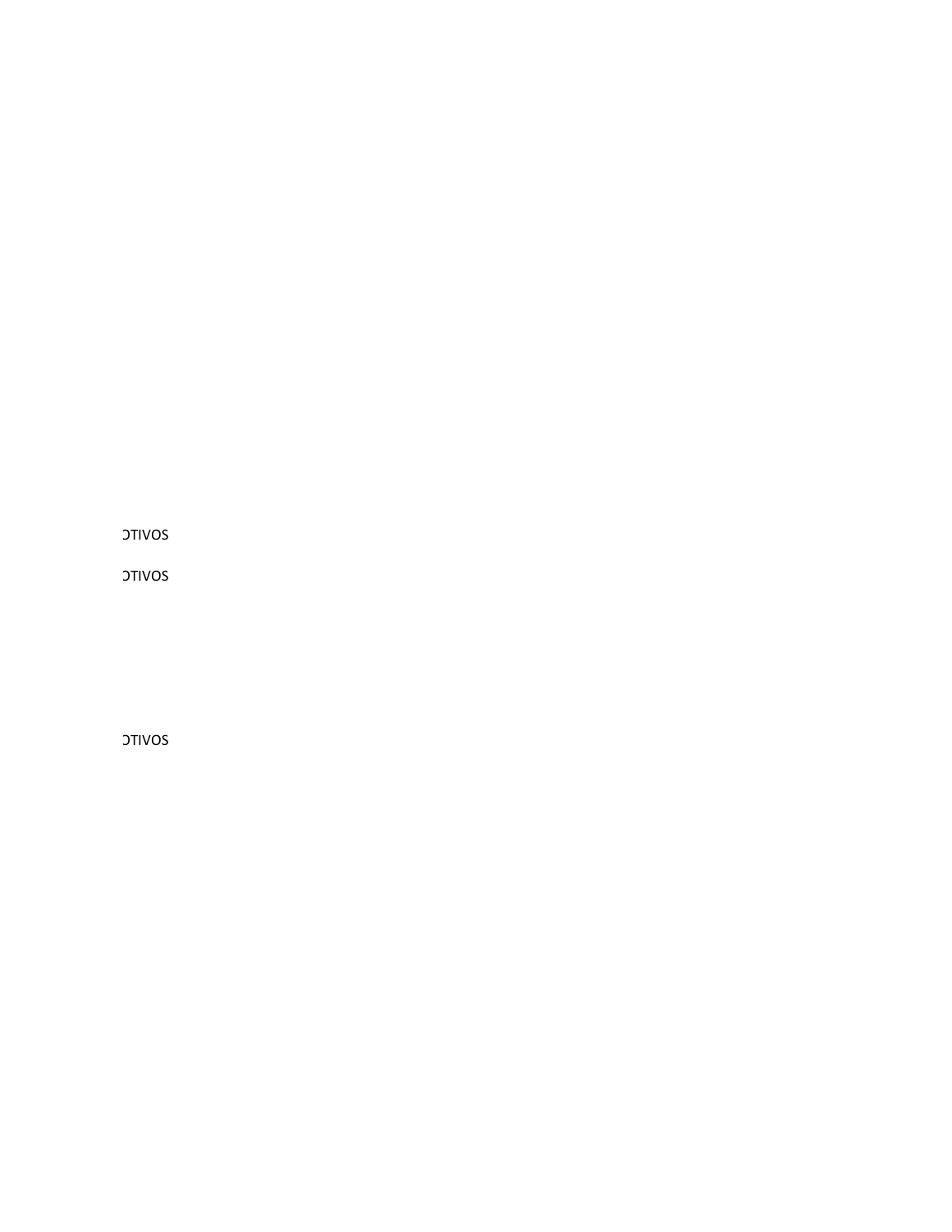ƆTIVOS

ƆTIVOS

ƆTIVOS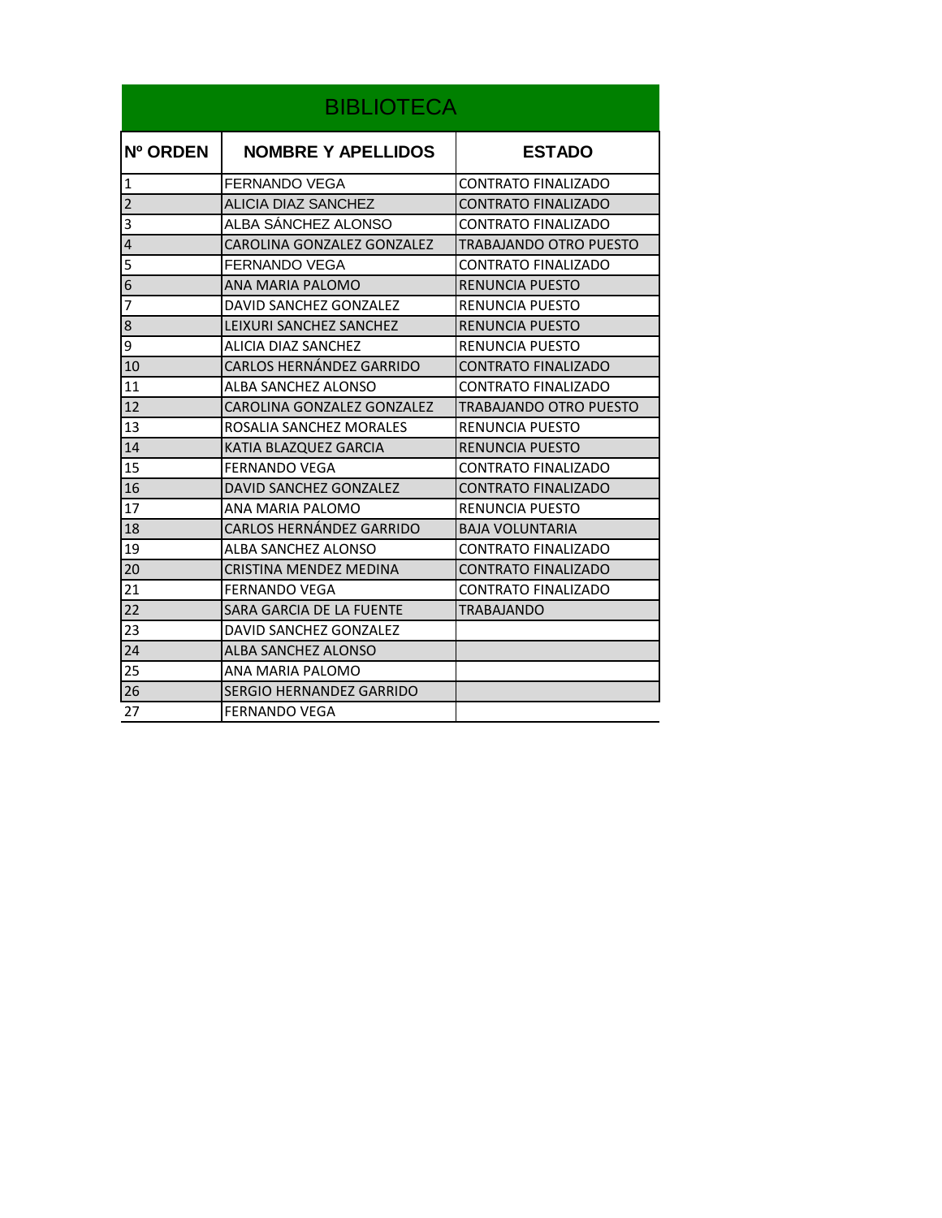# BIBLIOTECA

| Nº ORDEN | NOMBRE Y APELLIDOS | ESTADO |
|---|---|---|
| 1 | FERNANDO VEGA | CONTRATO FINALIZADO |
| 2 | ALICIA DIAZ SANCHEZ | CONTRATO FINALIZADO |
| 3 | ALBA SÁNCHEZ ALONSO | CONTRATO FINALIZADO |
| 4 | CAROLINA GONZALEZ GONZALEZ | TRABAJANDO OTRO PUESTO |
| 5 | FERNANDO VEGA | CONTRATO FINALIZADO |
| 6 | ANA MARIA PALOMO | RENUNCIA PUESTO |
| 7 | DAVID SANCHEZ GONZALEZ | RENUNCIA PUESTO |
| 8 | LEIXURI SANCHEZ SANCHEZ | RENUNCIA PUESTO |
| 9 | ALICIA DIAZ SANCHEZ | RENUNCIA PUESTO |
| 10 | CARLOS HERNÁNDEZ GARRIDO | CONTRATO FINALIZADO |
| 11 | ALBA SANCHEZ ALONSO | CONTRATO FINALIZADO |
| 12 | CAROLINA GONZALEZ GONZALEZ | TRABAJANDO OTRO PUESTO |
| 13 | ROSALIA SANCHEZ MORALES | RENUNCIA PUESTO |
| 14 | KATIA BLAZQUEZ GARCIA | RENUNCIA PUESTO |
| 15 | FERNANDO VEGA | CONTRATO FINALIZADO |
| 16 | DAVID SANCHEZ GONZALEZ | CONTRATO FINALIZADO |
| 17 | ANA MARIA PALOMO | RENUNCIA PUESTO |
| 18 | CARLOS HERNÁNDEZ GARRIDO | BAJA VOLUNTARIA |
| 19 | ALBA SANCHEZ ALONSO | CONTRATO FINALIZADO |
| 20 | CRISTINA MENDEZ MEDINA | CONTRATO FINALIZADO |
| 21 | FERNANDO VEGA | CONTRATO FINALIZADO |
| 22 | SARA GARCIA DE LA FUENTE | TRABAJANDO |
| 23 | DAVID SANCHEZ GONZALEZ | |
| 24 | ALBA SANCHEZ ALONSO | |
| 25 | ANA MARIA PALOMO | |
| 26 | SERGIO HERNANDEZ GARRIDO | |
| 27 | FERNANDO VEGA | |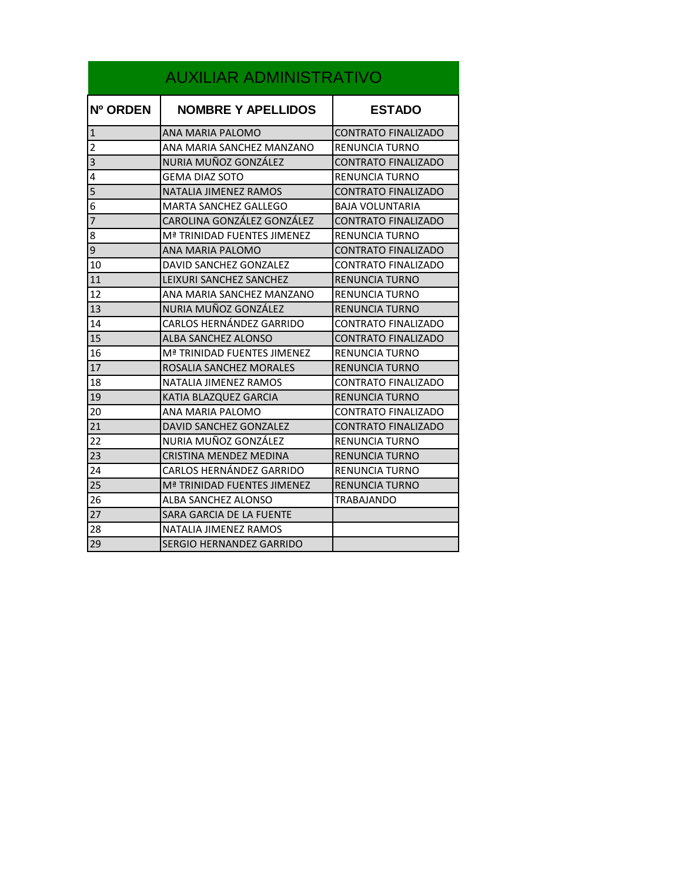# AUXILIAR ADMINISTRATIVO

| Nº ORDEN | NOMBRE Y APELLIDOS | ESTADO |
|---|---|---|
| 1 | ANA MARIA PALOMO | CONTRATO FINALIZADO |
| 2 | ANA MARIA SANCHEZ MANZANO | RENUNCIA TURNO |
| 3 | NURIA MUÑOZ GONZÁLEZ | CONTRATO FINALIZADO |
| 4 | GEMA DIAZ SOTO | RENUNCIA TURNO |
| 5 | NATALIA JIMENEZ RAMOS | CONTRATO FINALIZADO |
| 6 | MARTA SANCHEZ GALLEGO | BAJA VOLUNTARIA |
| 7 | CAROLINA GONZÁLEZ GONZÁLEZ | CONTRATO FINALIZADO |
| 8 | Mª TRINIDAD FUENTES JIMENEZ | RENUNCIA TURNO |
| 9 | ANA MARIA PALOMO | CONTRATO FINALIZADO |
| 10 | DAVID SANCHEZ GONZALEZ | CONTRATO FINALIZADO |
| 11 | LEIXURI SANCHEZ SANCHEZ | RENUNCIA TURNO |
| 12 | ANA MARIA SANCHEZ MANZANO | RENUNCIA TURNO |
| 13 | NURIA MUÑOZ GONZÁLEZ | RENUNCIA TURNO |
| 14 | CARLOS HERNÁNDEZ GARRIDO | CONTRATO FINALIZADO |
| 15 | ALBA SANCHEZ ALONSO | CONTRATO FINALIZADO |
| 16 | Mª TRINIDAD FUENTES JIMENEZ | RENUNCIA TURNO |
| 17 | ROSALIA SANCHEZ MORALES | RENUNCIA TURNO |
| 18 | NATALIA JIMENEZ RAMOS | CONTRATO FINALIZADO |
| 19 | KATIA BLAZQUEZ GARCIA | RENUNCIA TURNO |
| 20 | ANA MARIA PALOMO | CONTRATO FINALIZADO |
| 21 | DAVID SANCHEZ GONZALEZ | CONTRATO FINALIZADO |
| 22 | NURIA MUÑOZ GONZÁLEZ | RENUNCIA TURNO |
| 23 | CRISTINA MENDEZ MEDINA | RENUNCIA TURNO |
| 24 | CARLOS HERNÁNDEZ GARRIDO | RENUNCIA TURNO |
| 25 | Mª TRINIDAD FUENTES JIMENEZ | RENUNCIA TURNO |
| 26 | ALBA SANCHEZ ALONSO | TRABAJANDO |
| 27 | SARA GARCIA DE LA FUENTE | |
| 28 | NATALIA JIMENEZ RAMOS | |
| 29 | SERGIO HERNANDEZ GARRIDO | |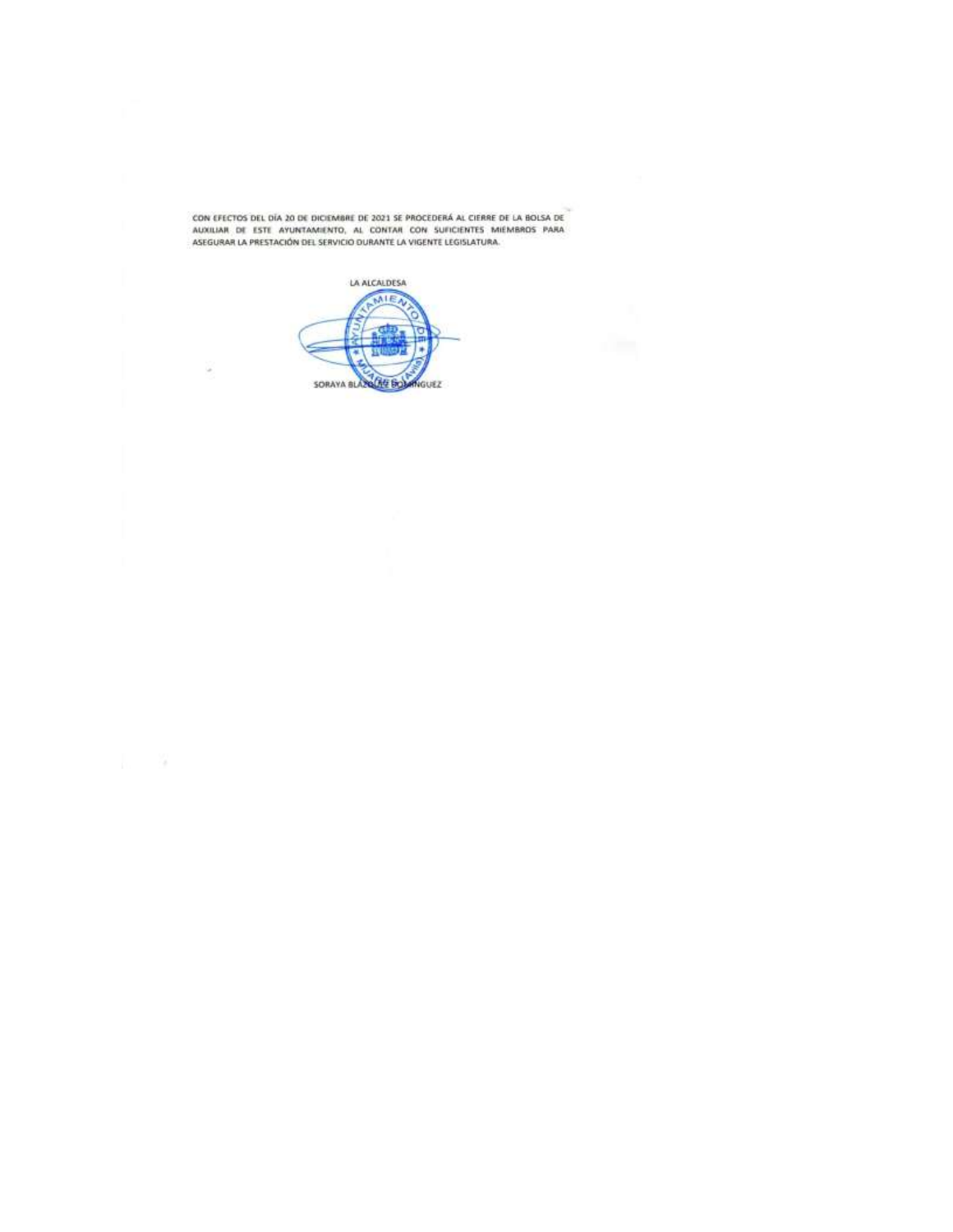CON EFECTOS DEL DÍA 20 DE DICIEMBRE DE 2021 SE PROCEDERÁ AL CIERRE DE LA BOLSA DE AUXILIAR DE ESTE AYUNTAMIENTO, AL CONTAR CON SUFICIENTES MIEMBROS PARA ASEGURAR LA PRESTACIÓN DEL SERVICIO DURANTE LA VIGENTE LEGISLATURA.

LA ALCALDESA

SORAYA BLÁZQUEZ DOMÍNGUEZ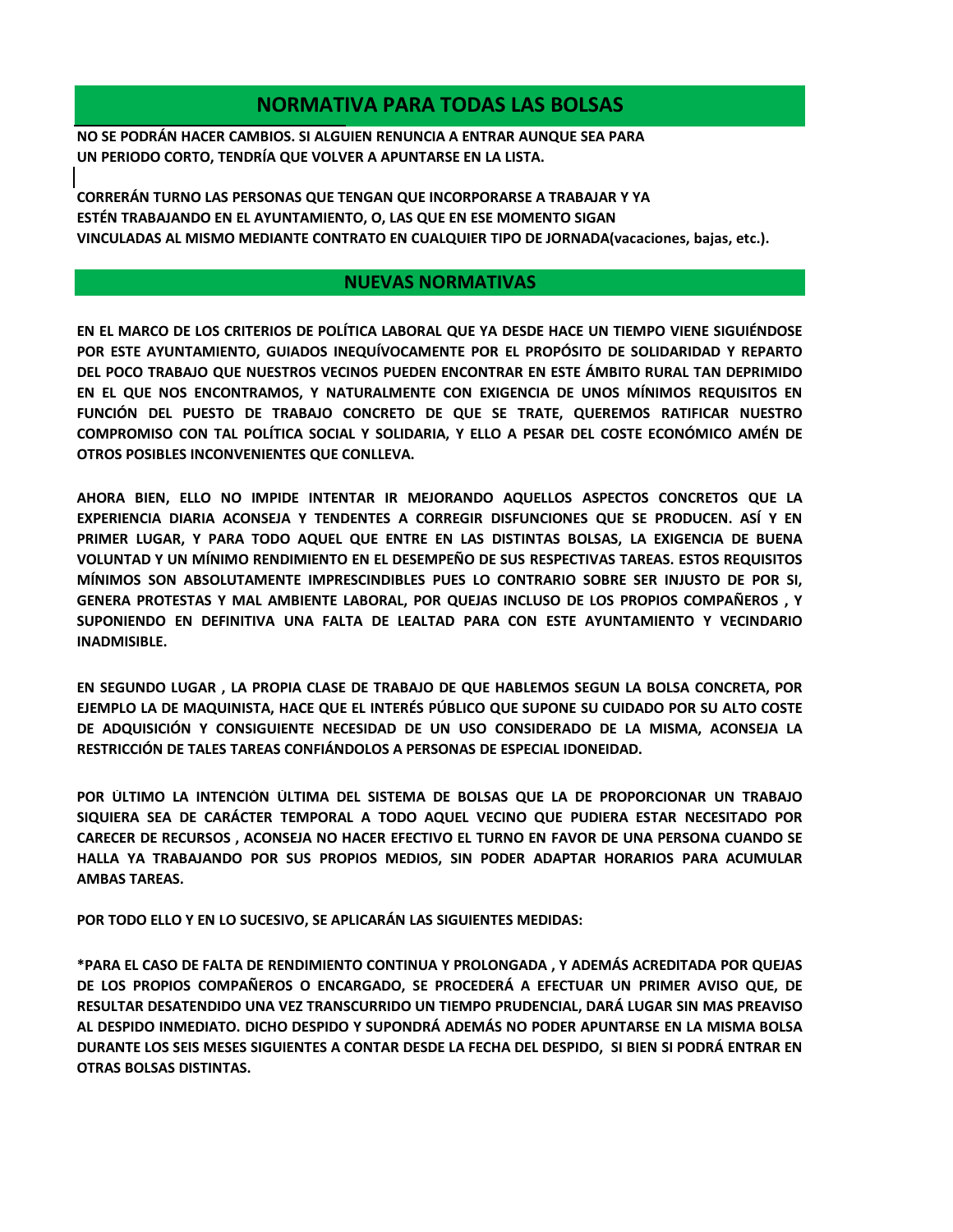## NORMATIVA PARA TODAS LAS BOLSAS

**NO SE PODRÁN HACER CAMBIOS. SI ALGUIEN RENUNCIA A ENTRAR AUNQUE SEA PARA UN PERIODO CORTO, TENDRÍA QUE VOLVER A APUNTARSE EN LA LISTA.**

**CORRERÁN TURNO LAS PERSONAS QUE TENGAN QUE INCORPORARSE A TRABAJAR Y YA ESTÉN TRABAJANDO EN EL AYUNTAMIENTO, O, LAS QUE EN ESE MOMENTO SIGAN VINCULADAS AL MISMO MEDIANTE CONTRATO EN CUALQUIER TIPO DE JORNADA(vacaciones, bajas, etc.).**

## NUEVAS NORMATIVAS

**EN EL MARCO DE LOS CRITERIOS DE POLÍTICA LABORAL QUE YA DESDE HACE UN TIEMPO VIENE SIGUIÉNDOSE POR ESTE AYUNTAMIENTO, GUIADOS INEQUÍVOCAMENTE POR EL PROPÓSITO DE SOLIDARIDAD Y REPARTO DEL POCO TRABAJO QUE NUESTROS VECINOS PUEDEN ENCONTRAR EN ESTE ÁMBITO RURAL TAN DEPRIMIDO EN EL QUE NOS ENCONTRAMOS, Y NATURALMENTE CON EXIGENCIA DE UNOS MÍNIMOS REQUISITOS EN FUNCIÓN DEL PUESTO DE TRABAJO CONCRETO DE QUE SE TRATE, QUEREMOS RATIFICAR NUESTRO COMPROMISO CON TAL POLÍTICA SOCIAL Y SOLIDARIA, Y ELLO A PESAR DEL COSTE ECONÓMICO AMÉN DE OTROS POSIBLES INCONVENIENTES QUE CONLLEVA.**

**AHORA BIEN, ELLO NO IMPIDE INTENTAR IR MEJORANDO AQUELLOS ASPECTOS CONCRETOS QUE LA EXPERIENCIA DIARIA ACONSEJA Y TENDENTES A CORREGIR DISFUNCIONES QUE SE PRODUCEN. ASÍ Y EN PRIMER LUGAR, Y PARA TODO AQUEL QUE ENTRE EN LAS DISTINTAS BOLSAS, LA EXIGENCIA DE BUENA VOLUNTAD Y UN MÍNIMO RENDIMIENTO EN EL DESEMPEÑO DE SUS RESPECTIVAS TAREAS. ESTOS REQUISITOS MÍNIMOS SON ABSOLUTAMENTE IMPRESCINDIBLES PUES LO CONTRARIO SOBRE SER INJUSTO DE POR SI, GENERA PROTESTAS Y MAL AMBIENTE LABORAL, POR QUEJAS INCLUSO DE LOS PROPIOS COMPAÑEROS , Y SUPONIENDO EN DEFINITIVA UNA FALTA DE LEALTAD PARA CON ESTE AYUNTAMIENTO Y VECINDARIO INADMISIBLE.**

**EN SEGUNDO LUGAR , LA PROPIA CLASE DE TRABAJO DE QUE HABLEMOS SEGUN LA BOLSA CONCRETA, POR EJEMPLO LA DE MAQUINISTA, HACE QUE EL INTERÉS PÚBLICO QUE SUPONE SU CUIDADO POR SU ALTO COSTE DE ADQUISICIÓN Y CONSIGUIENTE NECESIDAD DE UN USO CONSIDERADO DE LA MISMA, ACONSEJA LA RESTRICCIÓN DE TALES TAREAS CONFIÁNDOLOS A PERSONAS DE ESPECIAL IDONEIDAD.**

**POR ÚLTIMO LA INTENCIÓN ÚLTIMA DEL SISTEMA DE BOLSAS QUE LA DE PROPORCIONAR UN TRABAJO SIQUIERA SEA DE CARÁCTER TEMPORAL A TODO AQUEL VECINO QUE PUDIERA ESTAR NECESITADO POR CARECER DE RECURSOS , ACONSEJA NO HACER EFECTIVO EL TURNO EN FAVOR DE UNA PERSONA CUANDO SE HALLA YA TRABAJANDO POR SUS PROPIOS MEDIOS, SIN PODER ADAPTAR HORARIOS PARA ACUMULAR AMBAS TAREAS.**

**POR TODO ELLO Y EN LO SUCESIVO, SE APLICARÁN LAS SIGUIENTES MEDIDAS:**

**\*PARA EL CASO DE FALTA DE RENDIMIENTO CONTINUA Y PROLONGADA , Y ADEMÁS ACREDITADA POR QUEJAS DE LOS PROPIOS COMPAÑEROS O ENCARGADO, SE PROCEDERÁ A EFECTUAR UN PRIMER AVISO QUE, DE RESULTAR DESATENDIDO UNA VEZ TRANSCURRIDO UN TIEMPO PRUDENCIAL, DARÁ LUGAR SIN MAS PREAVISO AL DESPIDO INMEDIATO. DICHO DESPIDO Y SUPONDRÁ ADEMÁS NO PODER APUNTARSE EN LA MISMA BOLSA DURANTE LOS SEIS MESES SIGUIENTES A CONTAR DESDE LA FECHA DEL DESPIDO, SI BIEN SI PODRÁ ENTRAR EN OTRAS BOLSAS DISTINTAS.**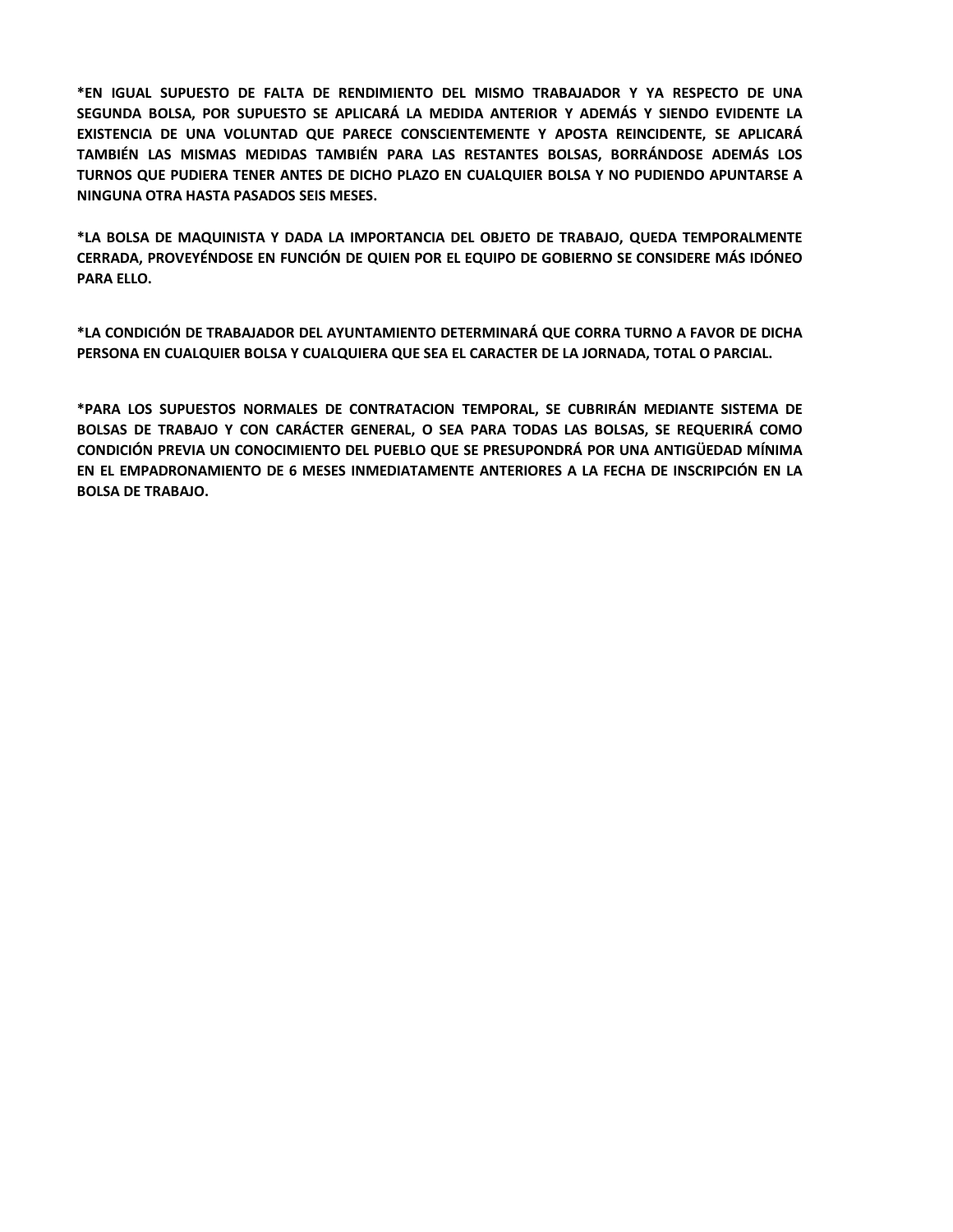**\*EN IGUAL SUPUESTO DE FALTA DE RENDIMIENTO DEL MISMO TRABAJADOR Y YA RESPECTO DE UNA SEGUNDA BOLSA, POR SUPUESTO SE APLICARÁ LA MEDIDA ANTERIOR Y ADEMÁS Y SIENDO EVIDENTE LA EXISTENCIA DE UNA VOLUNTAD QUE PARECE CONSCIENTEMENTE Y APOSTA REINCIDENTE, SE APLICARÁ TAMBIÉN LAS MISMAS MEDIDAS TAMBIÉN PARA LAS RESTANTES BOLSAS, BORRÁNDOSE ADEMÁS LOS TURNOS QUE PUDIERA TENER ANTES DE DICHO PLAZO EN CUALQUIER BOLSA Y NO PUDIENDO APUNTARSE A NINGUNA OTRA HASTA PASADOS SEIS MESES.**

**\*LA BOLSA DE MAQUINISTA Y DADA LA IMPORTANCIA DEL OBJETO DE TRABAJO, QUEDA TEMPORALMENTE CERRADA, PROVEYÉNDOSE EN FUNCIÓN DE QUIEN POR EL EQUIPO DE GOBIERNO SE CONSIDERE MÁS IDÓNEO PARA ELLO.**

**\*LA CONDICIÓN DE TRABAJADOR DEL AYUNTAMIENTO DETERMINARÁ QUE CORRA TURNO A FAVOR DE DICHA PERSONA EN CUALQUIER BOLSA Y CUALQUIERA QUE SEA EL CARACTER DE LA JORNADA, TOTAL O PARCIAL.**

**\*PARA LOS SUPUESTOS NORMALES DE CONTRATACION TEMPORAL, SE CUBRIRÁN MEDIANTE SISTEMA DE BOLSAS DE TRABAJO Y CON CARÁCTER GENERAL, O SEA PARA TODAS LAS BOLSAS, SE REQUERIRÁ COMO CONDICIÓN PREVIA UN CONOCIMIENTO DEL PUEBLO QUE SE PRESUPONDRÁ POR UNA ANTIGÜEDAD MÍNIMA EN EL EMPADRONAMIENTO DE 6 MESES INMEDIATAMENTE ANTERIORES A LA FECHA DE INSCRIPCIÓN EN LA BOLSA DE TRABAJO.**